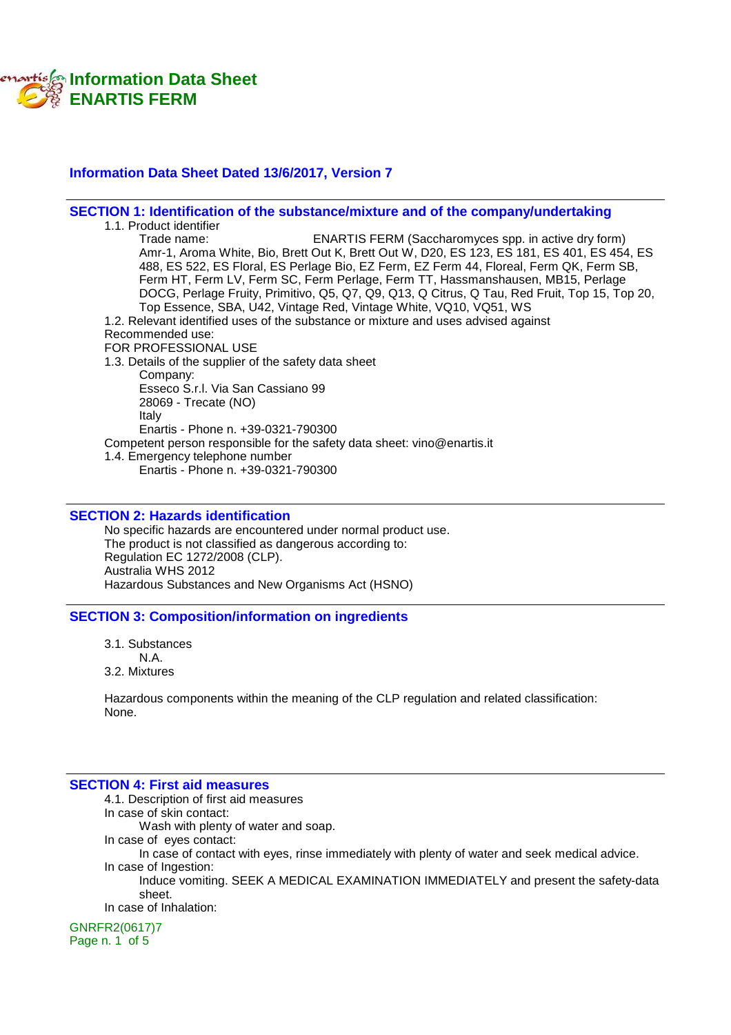# Information Data Sheet
# ENARTIS FERM

**Information Data Sheet Dated 13/6/2017, Version 7**

## SECTION 1: Identification of the substance/mixture and of the company/undertaking

1.1. Product identifier

Trade name: ENARTIS FERM (Saccharomyces spp. in active dry form)

Amr-1, Aroma White, Bio, Brett Out K, Brett Out W, D20, ES 123, ES 181, ES 401, ES 454, ES 488, ES 522, ES Floral, ES Perlage Bio, EZ Ferm, EZ Ferm 44, Floreal, Ferm QK, Ferm SB, Ferm HT, Ferm LV, Ferm SC, Ferm Perlage, Ferm TT, Hassmanshausen, MB15, Perlage DOCG, Perlage Fruity, Primitivo, Q5, Q7, Q9, Q13, Q Citrus, Q Tau, Red Fruit, Top 15, Top 20, Top Essence, SBA, U42, Vintage Red, Vintage White, VQ10, VQ51, WS

1.2. Relevant identified uses of the substance or mixture and uses advised against

Recommended use:

FOR PROFESSIONAL USE

1.3. Details of the supplier of the safety data sheet

Company:
Esseco S.r.l. Via San Cassiano 99
28069 - Trecate (NO)
Italy
Enartis - Phone n. +39-0321-790300

Competent person responsible for the safety data sheet: vino@enartis.it

1.4. Emergency telephone number

Enartis - Phone n. +39-0321-790300

## SECTION 2: Hazards identification

No specific hazards are encountered under normal product use.
The product is not classified as dangerous according to:
Regulation EC 1272/2008 (CLP).
Australia WHS 2012
Hazardous Substances and New Organisms Act (HSNO)

## SECTION 3: Composition/information on ingredients

3.1. Substances

N.A.

3.2. Mixtures

Hazardous components within the meaning of the CLP regulation and related classification:
None.

## SECTION 4: First aid measures

4.1. Description of first aid measures

In case of skin contact:

Wash with plenty of water and soap.

In case of eyes contact:

In case of contact with eyes, rinse immediately with plenty of water and seek medical advice.

In case of Ingestion:

Induce vomiting. SEEK A MEDICAL EXAMINATION IMMEDIATELY and present the safety-data sheet.

In case of Inhalation:

GNRFR2(0617)7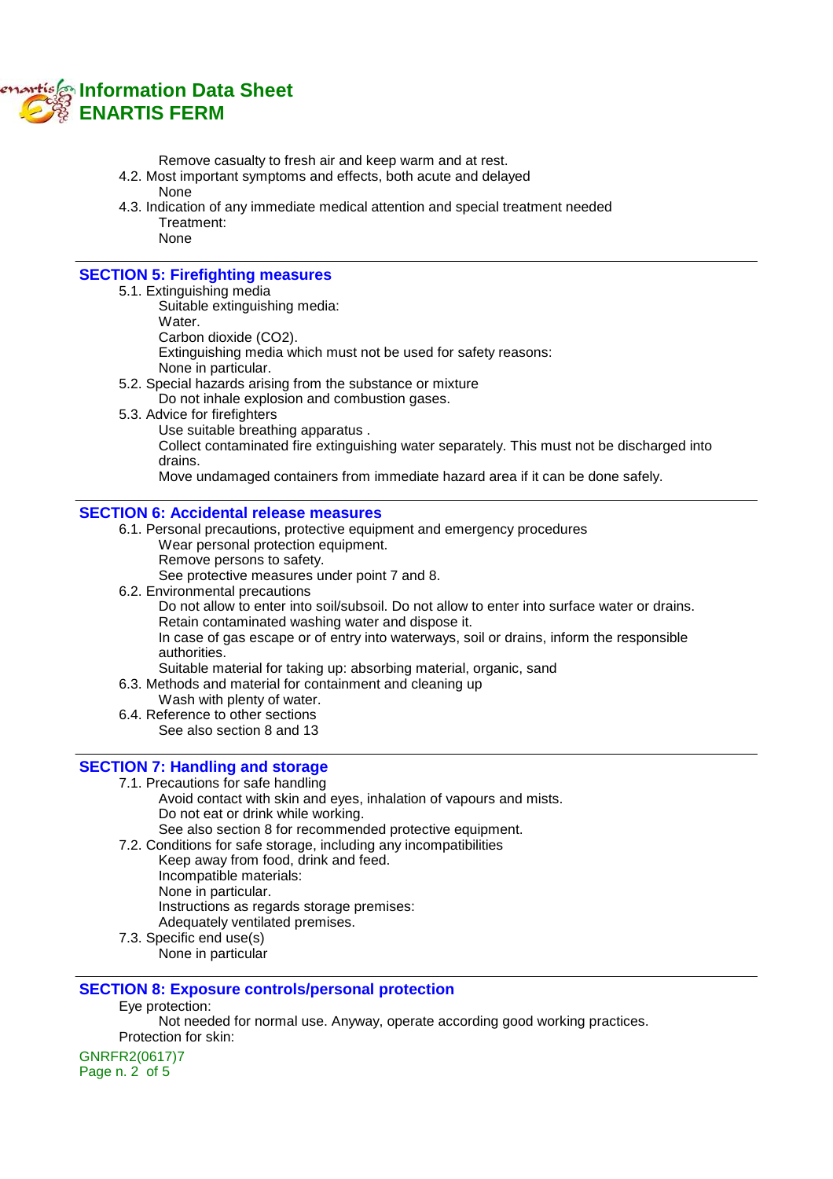Remove casualty to fresh air and keep warm and at rest.

4.2. Most important symptoms and effects, both acute and delayed

None

4.3. Indication of any immediate medical attention and special treatment needed

Treatment:

None

## SECTION 5: Firefighting measures

5.1. Extinguishing media

Suitable extinguishing media:

Water.

Carbon dioxide ($CO_2$).

Extinguishing media which must not be used for safety reasons:

None in particular.

5.2. Special hazards arising from the substance or mixture

Do not inhale explosion and combustion gases.

5.3. Advice for firefighters

Use suitable breathing apparatus .

Collect contaminated fire extinguishing water separately. This must not be discharged into drains.

Move undamaged containers from immediate hazard area if it can be done safely.

## SECTION 6: Accidental release measures

6.1. Personal precautions, protective equipment and emergency procedures

Wear personal protection equipment.

Remove persons to safety.

See protective measures under point 7 and 8.

6.2. Environmental precautions

Do not allow to enter into soil/subsoil. Do not allow to enter into surface water or drains.

Retain contaminated washing water and dispose it.

In case of gas escape or of entry into waterways, soil or drains, inform the responsible authorities.

Suitable material for taking up: absorbing material, organic, sand

6.3. Methods and material for containment and cleaning up

Wash with plenty of water.

6.4. Reference to other sections

See also section 8 and 13

## SECTION 7: Handling and storage

7.1. Precautions for safe handling

Avoid contact with skin and eyes, inhalation of vapours and mists.

Do not eat or drink while working.

See also section 8 for recommended protective equipment.

7.2. Conditions for safe storage, including any incompatibilities

Keep away from food, drink and feed.

Incompatible materials:

None in particular.

Instructions as regards storage premises:

Adequately ventilated premises.

7.3. Specific end use(s)

None in particular

## SECTION 8: Exposure controls/personal protection

Eye protection:

Not needed for normal use. Anyway, operate according good working practices.

Protection for skin:

GNRFR2(0617)7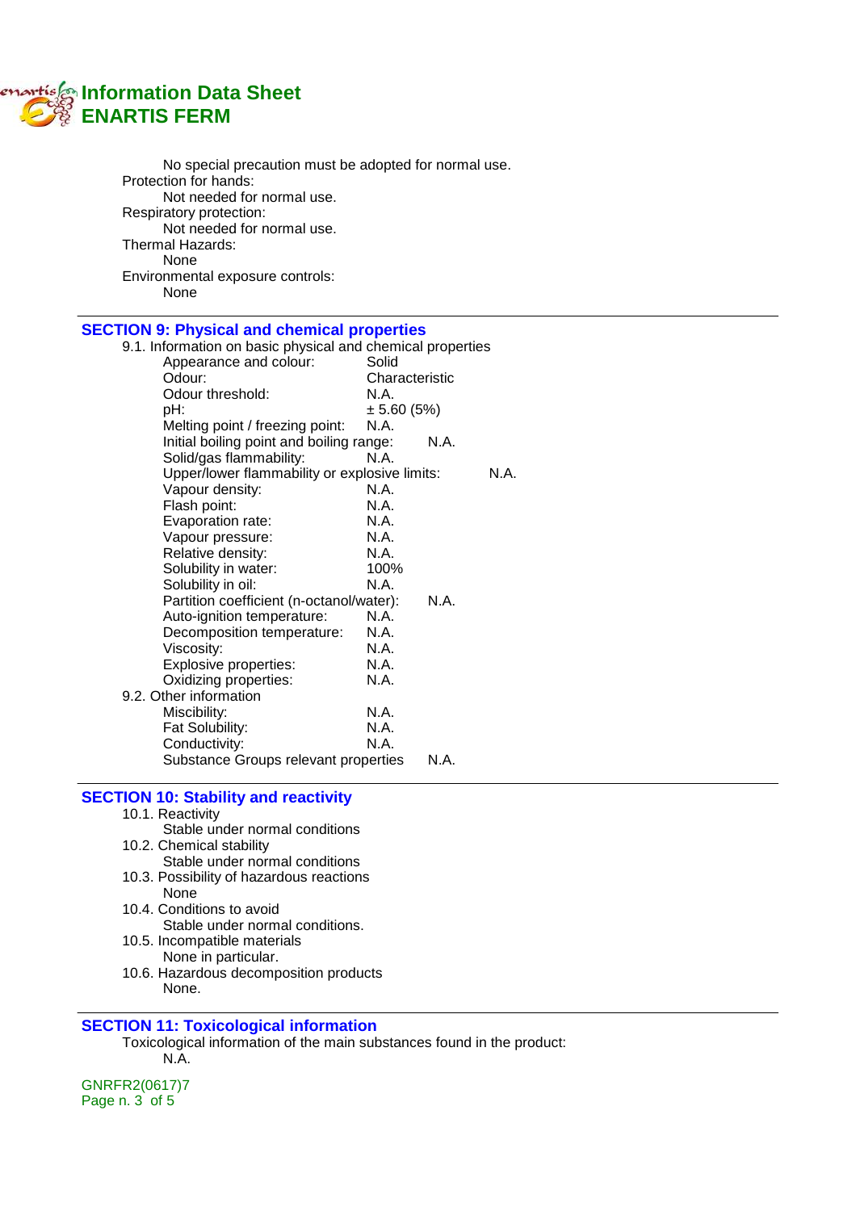No special precaution must be adopted for normal use.

Protection for hands:

Not needed for normal use.

Respiratory protection:

Not needed for normal use.

Thermal Hazards:

None

Environmental exposure controls:

None

## SECTION 9: Physical and chemical properties

9.1. Information on basic physical and chemical properties

| | |
|---|---|
| Appearance and colour: | Solid |
| Odour: | Characteristic |
| Odour threshold: | N.A. |
| pH: | ± 5.60 (5%) |
| Melting point / freezing point: | N.A. |
| Initial boiling point and boiling range: | N.A. |
| Solid/gas flammability: | N.A. |
| Upper/lower flammability or explosive limits: | N.A. |
| Vapour density: | N.A. |
| Flash point: | N.A. |
| Evaporation rate: | N.A. |
| Vapour pressure: | N.A. |
| Relative density: | N.A. |
| Solubility in water: | 100% |
| Solubility in oil: | N.A. |
| Partition coefficient (n-octanol/water): | N.A. |
| Auto-ignition temperature: | N.A. |
| Decomposition temperature: | N.A. |
| Viscosity: | N.A. |
| Explosive properties: | N.A. |
| Oxidizing properties: | N.A. |

9.2. Other information

| | |
|---|---|
| Miscibility: | N.A. |
| Fat Solubility: | N.A. |
| Conductivity: | N.A. |
| Substance Groups relevant properties | N.A. |

## SECTION 10: Stability and reactivity

10.1. Reactivity

Stable under normal conditions

10.2. Chemical stability

Stable under normal conditions

10.3. Possibility of hazardous reactions

None

10.4. Conditions to avoid

Stable under normal conditions.

10.5. Incompatible materials

None in particular.

10.6. Hazardous decomposition products

None.

## SECTION 11: Toxicological information

Toxicological information of the main substances found in the product:

N.A.

GNRFR2(0617)7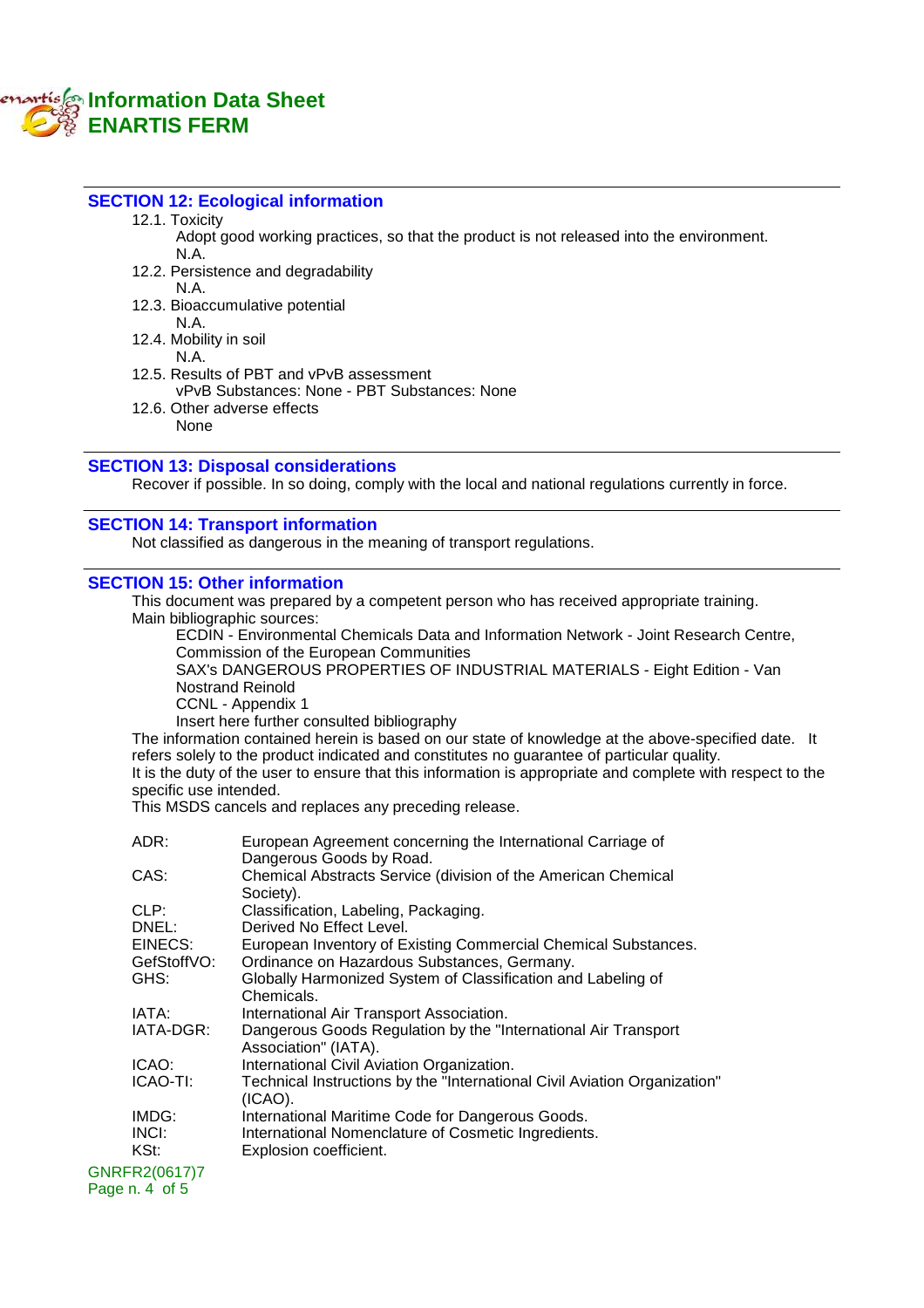## SECTION 12: Ecological information

12.1. Toxicity

Adopt good working practices, so that the product is not released into the environment.

N.A.

12.2. Persistence and degradability

N.A.

12.3. Bioaccumulative potential

N.A.

12.4. Mobility in soil

N.A.

12.5. Results of PBT and vPvB assessment

vPvB Substances: None - PBT Substances: None

12.6. Other adverse effects

None

## SECTION 13: Disposal considerations

Recover if possible. In so doing, comply with the local and national regulations currently in force.

## SECTION 14: Transport information

Not classified as dangerous in the meaning of transport regulations.

## SECTION 15: Other information

This document was prepared by a competent person who has received appropriate training.

Main bibliographic sources:

ECDIN - Environmental Chemicals Data and Information Network - Joint Research Centre, Commission of the European Communities

SAX's DANGEROUS PROPERTIES OF INDUSTRIAL MATERIALS - Eight Edition - Van Nostrand Reinold

CCNL - Appendix 1

Insert here further consulted bibliography

The information contained herein is based on our state of knowledge at the above-specified date. It refers solely to the product indicated and constitutes no guarantee of particular quality.

It is the duty of the user to ensure that this information is appropriate and complete with respect to the specific use intended.

This MSDS cancels and replaces any preceding release.

| | |
|---|---|
| ADR: | European Agreement concerning the International Carriage of Dangerous Goods by Road. |
| CAS: | Chemical Abstracts Service (division of the American Chemical Society). |
| CLP: | Classification, Labeling, Packaging. |
| DNEL: | Derived No Effect Level. |
| EINECS: | European Inventory of Existing Commercial Chemical Substances. |
| GefStoffVO: | Ordinance on Hazardous Substances, Germany. |
| GHS: | Globally Harmonized System of Classification and Labeling of Chemicals. |
| IATA: | International Air Transport Association. |
| IATA-DGR: | Dangerous Goods Regulation by the "International Air Transport Association" (IATA). |
| ICAO: | International Civil Aviation Organization. |
| ICAO-TI: | Technical Instructions by the "International Civil Aviation Organization" (ICAO). |
| IMDG: | International Maritime Code for Dangerous Goods. |
| INCI: | International Nomenclature of Cosmetic Ingredients. |
| KSt: | Explosion coefficient. |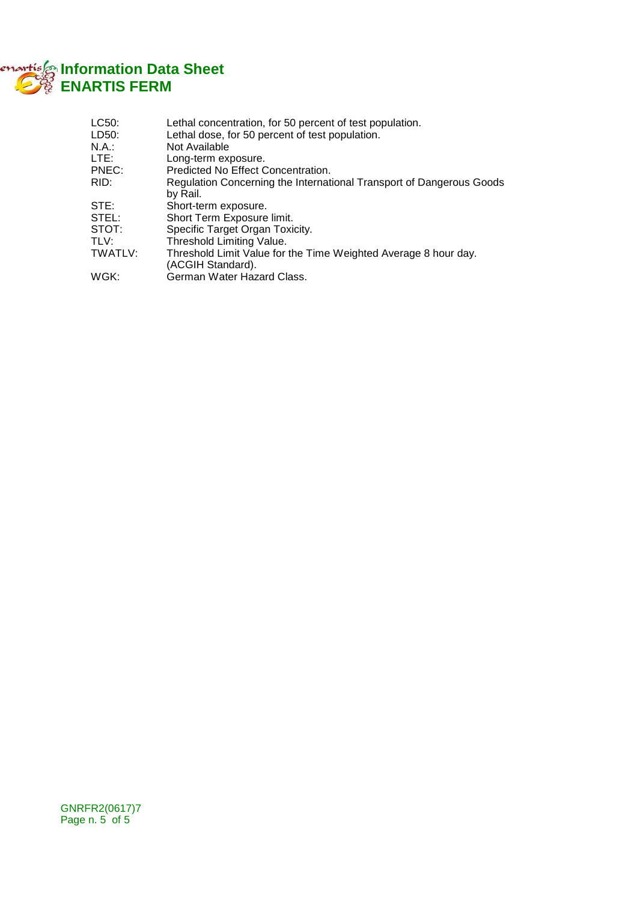| | |
|---|---|
| LC50: | Lethal concentration, for 50 percent of test population. |
| LD50: | Lethal dose, for 50 percent of test population. |
| N.A.: | Not Available |
| LTE: | Long-term exposure. |
| PNEC: | Predicted No Effect Concentration. |
| RID: | Regulation Concerning the International Transport of Dangerous Goods by Rail. |
| STE: | Short-term exposure. |
| STEL: | Short Term Exposure limit. |
| STOT: | Specific Target Organ Toxicity. |
| TLV: | Threshold Limiting Value. |
| TWATLV: | Threshold Limit Value for the Time Weighted Average 8 hour day. (ACGIH Standard). |
| WGK: | German Water Hazard Class. |